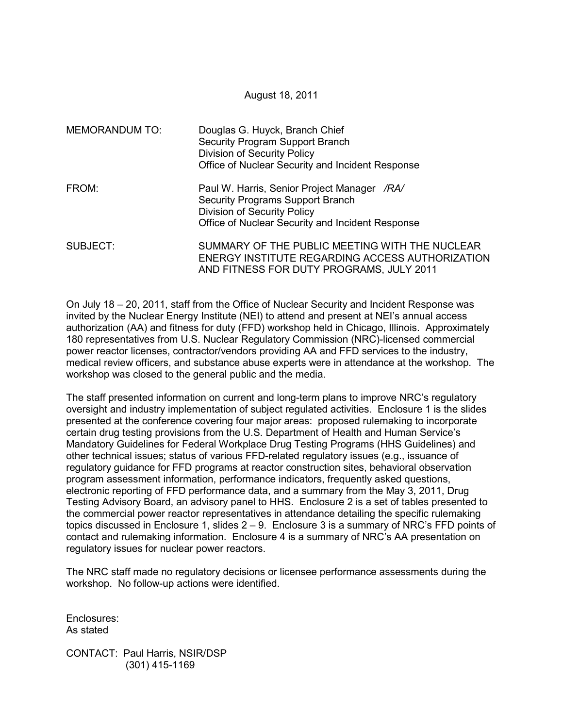August 18, 2011

| | |
|---|---|
| MEMORANDUM TO: | Douglas G. Huyck, Branch Chief<br>Security Program Support Branch<br>Division of Security Policy<br>Office of Nuclear Security and Incident Response |
| FROM: | Paul W. Harris, Senior Project Manager /RA/<br>Security Programs Support Branch<br>Division of Security Policy<br>Office of Nuclear Security and Incident Response |
| SUBJECT: | SUMMARY OF THE PUBLIC MEETING WITH THE NUCLEAR ENERGY INSTITUTE REGARDING ACCESS AUTHORIZATION AND FITNESS FOR DUTY PROGRAMS, JULY 2011 |

On July 18 – 20, 2011, staff from the Office of Nuclear Security and Incident Response was invited by the Nuclear Energy Institute (NEI) to attend and present at NEI's annual access authorization (AA) and fitness for duty (FFD) workshop held in Chicago, Illinois. Approximately 180 representatives from U.S. Nuclear Regulatory Commission (NRC)-licensed commercial power reactor licenses, contractor/vendors providing AA and FFD services to the industry, medical review officers, and substance abuse experts were in attendance at the workshop. The workshop was closed to the general public and the media.

The staff presented information on current and long-term plans to improve NRC's regulatory oversight and industry implementation of subject regulated activities. Enclosure 1 is the slides presented at the conference covering four major areas: proposed rulemaking to incorporate certain drug testing provisions from the U.S. Department of Health and Human Service's Mandatory Guidelines for Federal Workplace Drug Testing Programs (HHS Guidelines) and other technical issues; status of various FFD-related regulatory issues (e.g., issuance of regulatory guidance for FFD programs at reactor construction sites, behavioral observation program assessment information, performance indicators, frequently asked questions, electronic reporting of FFD performance data, and a summary from the May 3, 2011, Drug Testing Advisory Board, an advisory panel to HHS. Enclosure 2 is a set of tables presented to the commercial power reactor representatives in attendance detailing the specific rulemaking topics discussed in Enclosure 1, slides 2 – 9. Enclosure 3 is a summary of NRC's FFD points of contact and rulemaking information. Enclosure 4 is a summary of NRC's AA presentation on regulatory issues for nuclear power reactors.

The NRC staff made no regulatory decisions or licensee performance assessments during the workshop. No follow-up actions were identified.

Enclosures:
As stated

CONTACT: Paul Harris, NSIR/DSP
(301) 415-1169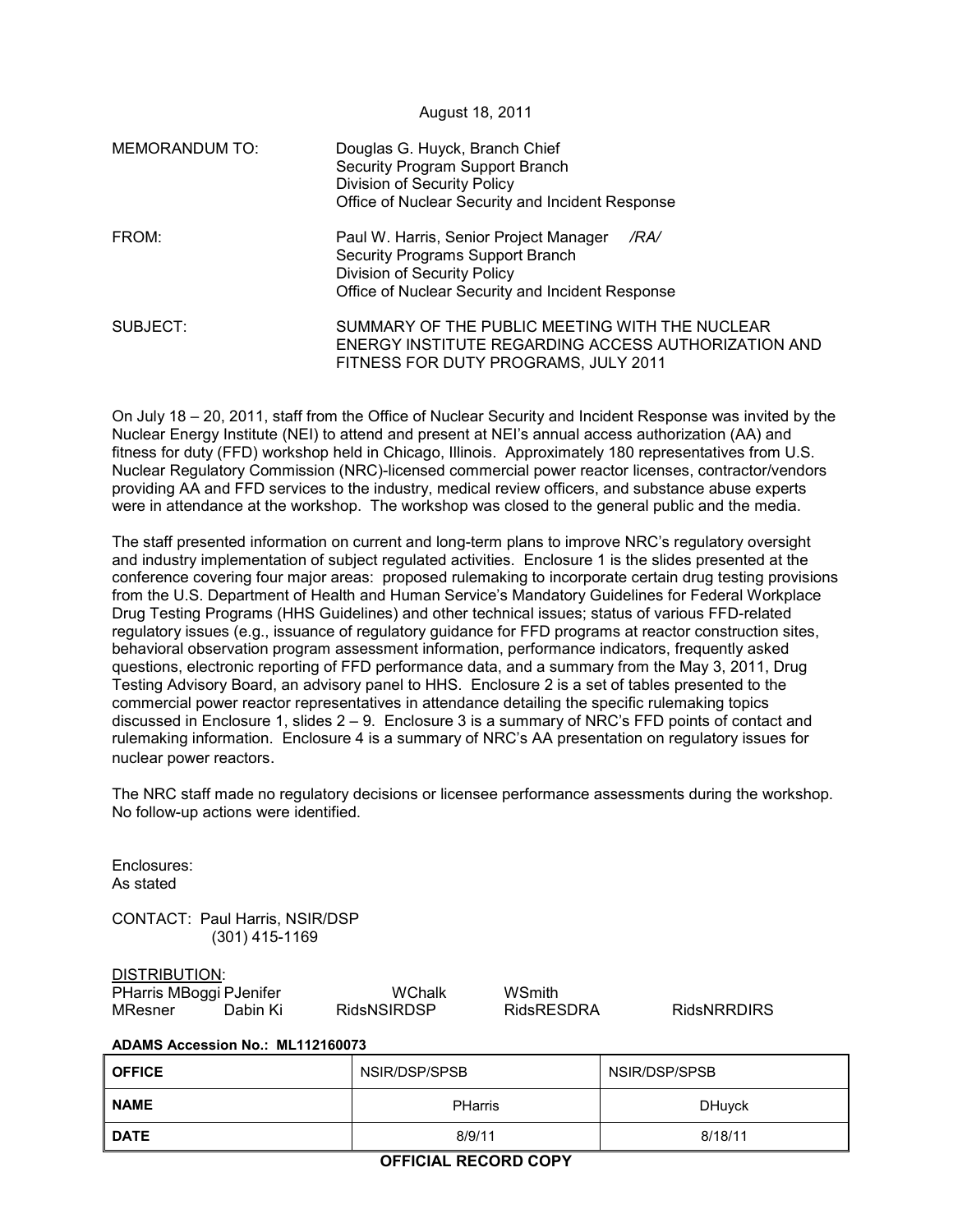August 18, 2011

MEMORANDUM TO: Douglas G. Huyck, Branch Chief
Security Program Support Branch
Division of Security Policy
Office of Nuclear Security and Incident Response

FROM: Paul W. Harris, Senior Project Manager /RA/
Security Programs Support Branch
Division of Security Policy
Office of Nuclear Security and Incident Response

SUBJECT: SUMMARY OF THE PUBLIC MEETING WITH THE NUCLEAR ENERGY INSTITUTE REGARDING ACCESS AUTHORIZATION AND FITNESS FOR DUTY PROGRAMS, JULY 2011

On July 18 – 20, 2011, staff from the Office of Nuclear Security and Incident Response was invited by the Nuclear Energy Institute (NEI) to attend and present at NEI's annual access authorization (AA) and fitness for duty (FFD) workshop held in Chicago, Illinois. Approximately 180 representatives from U.S. Nuclear Regulatory Commission (NRC)-licensed commercial power reactor licenses, contractor/vendors providing AA and FFD services to the industry, medical review officers, and substance abuse experts were in attendance at the workshop. The workshop was closed to the general public and the media.

The staff presented information on current and long-term plans to improve NRC's regulatory oversight and industry implementation of subject regulated activities. Enclosure 1 is the slides presented at the conference covering four major areas: proposed rulemaking to incorporate certain drug testing provisions from the U.S. Department of Health and Human Service's Mandatory Guidelines for Federal Workplace Drug Testing Programs (HHS Guidelines) and other technical issues; status of various FFD-related regulatory issues (e.g., issuance of regulatory guidance for FFD programs at reactor construction sites, behavioral observation program assessment information, performance indicators, frequently asked questions, electronic reporting of FFD performance data, and a summary from the May 3, 2011, Drug Testing Advisory Board, an advisory panel to HHS. Enclosure 2 is a set of tables presented to the commercial power reactor representatives in attendance detailing the specific rulemaking topics discussed in Enclosure 1, slides 2 – 9. Enclosure 3 is a summary of NRC's FFD points of contact and rulemaking information. Enclosure 4 is a summary of NRC's AA presentation on regulatory issues for nuclear power reactors.

The NRC staff made no regulatory decisions or licensee performance assessments during the workshop. No follow-up actions were identified.

Enclosures:
As stated

CONTACT: Paul Harris, NSIR/DSP
(301) 415-1169

DISTRIBUTION:

PHarris MBoggi PJenifer WChalk WSmith
MResner Dabin Ki RidsNSIRDSP RidsRESDRA RidsNRRDIRS

**ADAMS Accession No.: ML112160073**

| **OFFICE** | NSIR/DSP/SPSB | NSIR/DSP/SPSB |
|---|---|---|
| **NAME** | PHarris | DHuyck |
| **DATE** | 8/9/11 | 8/18/11 |

**OFFICIAL RECORD COPY**